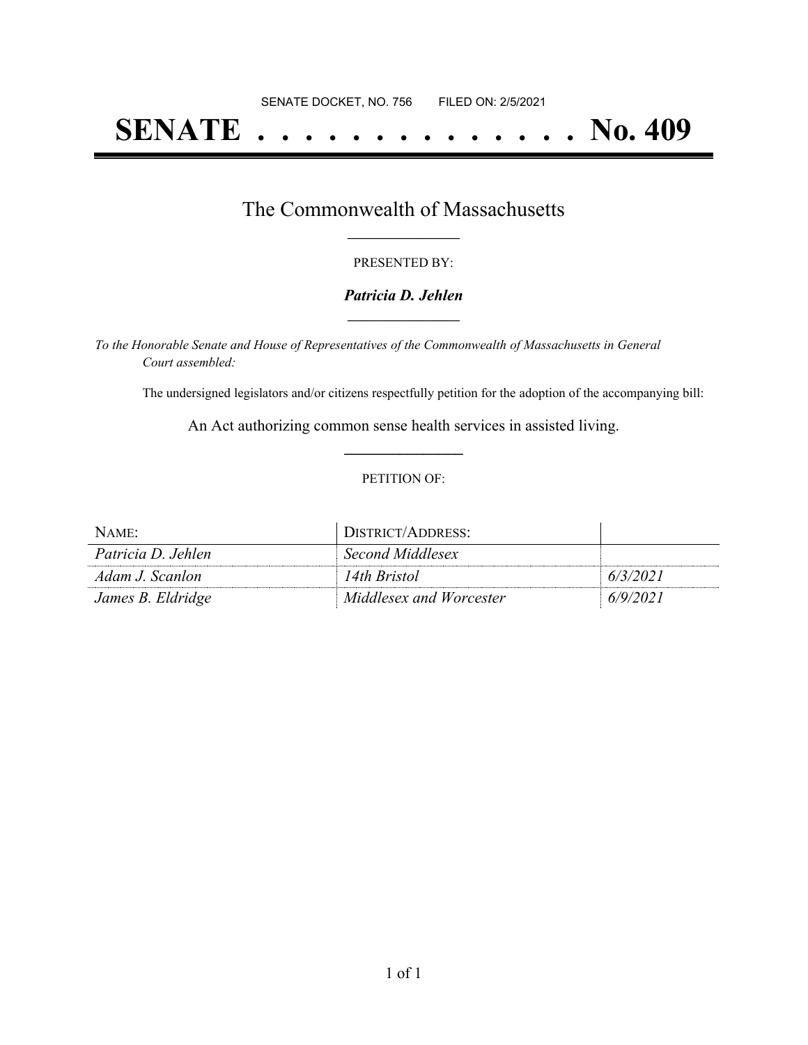SENATE DOCKET, NO. 756 FILED ON: 2/5/2021

# SENATE . . . . . . . . . . . . . . No. 409

## The Commonwealth of Massachusetts

PRESENTED BY:

***Patricia D. Jehlen***

*To the Honorable Senate and House of Representatives of the Commonwealth of Massachusetts in General Court assembled:*

The undersigned legislators and/or citizens respectfully petition for the adoption of the accompanying bill:

An Act authorizing common sense health services in assisted living.

PETITION OF:

| NAME: | DISTRICT/ADDRESS: | |
|---|---|---|
| *Patricia D. Jehlen* | *Second Middlesex* | |
| *Adam J. Scanlon* | *14th Bristol* | *6/3/2021* |
| *James B. Eldridge* | *Middlesex and Worcester* | *6/9/2021* |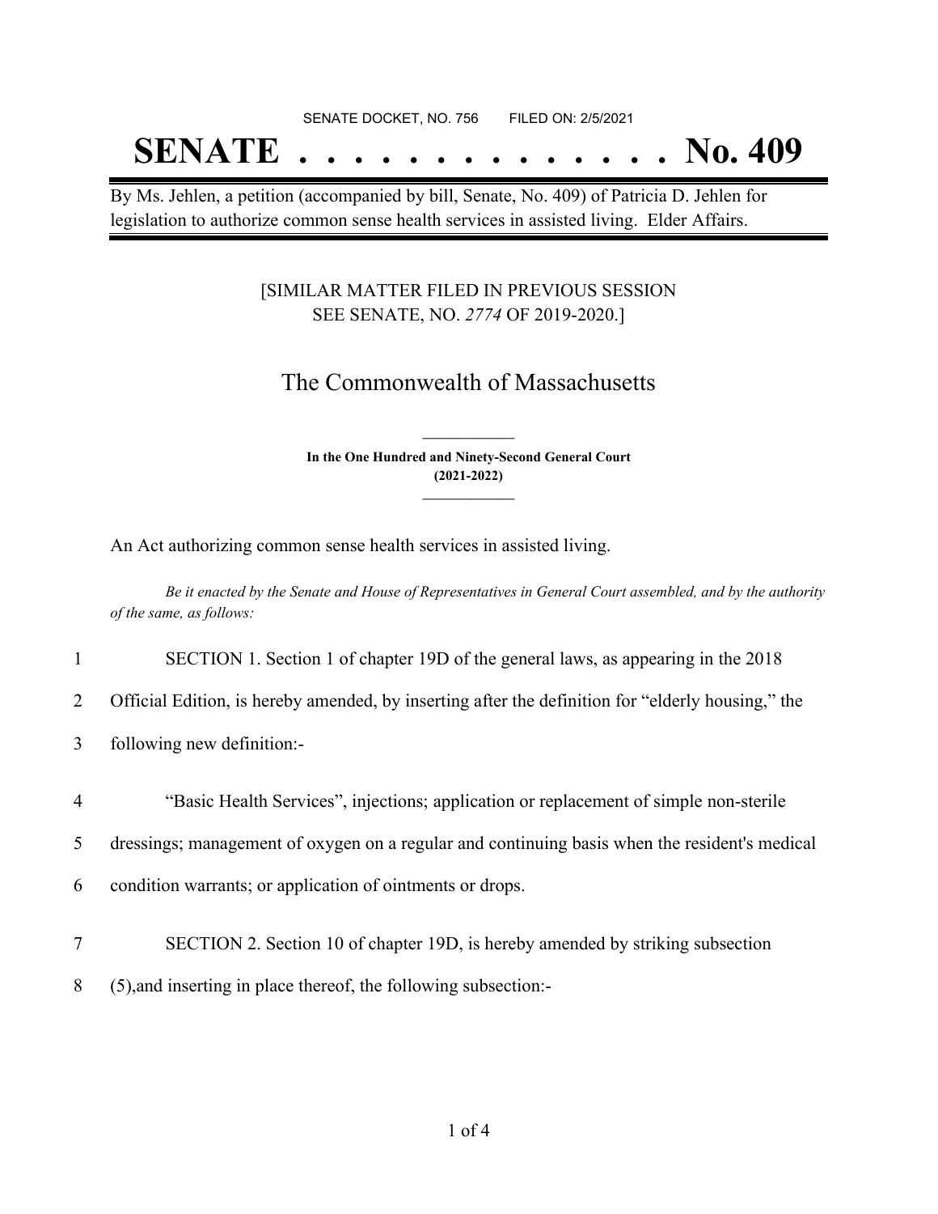SENATE DOCKET, NO. 756 FILED ON: 2/5/2021

# SENATE . . . . . . . . . . . . . . No. 409

By Ms. Jehlen, a petition (accompanied by bill, Senate, No. 409) of Patricia D. Jehlen for legislation to authorize common sense health services in assisted living. Elder Affairs.

[SIMILAR MATTER FILED IN PREVIOUS SESSION SEE SENATE, NO. *2774* OF 2019-2020.]

## The Commonwealth of Massachusetts

**In the One Hundred and Ninety-Second General Court (2021-2022)**

An Act authorizing common sense health services in assisted living.

*Be it enacted by the Senate and House of Representatives in General Court assembled, and by the authority of the same, as follows:*

1 SECTION 1. Section 1 of chapter 19D of the general laws, as appearing in the 2018
2 Official Edition, is hereby amended, by inserting after the definition for "elderly housing," the
3 following new definition:-

4 "Basic Health Services", injections; application or replacement of simple non-sterile
5 dressings; management of oxygen on a regular and continuing basis when the resident's medical
6 condition warrants; or application of ointments or drops.

7 SECTION 2. Section 10 of chapter 19D, is hereby amended by striking subsection
8 (5),and inserting in place thereof, the following subsection:-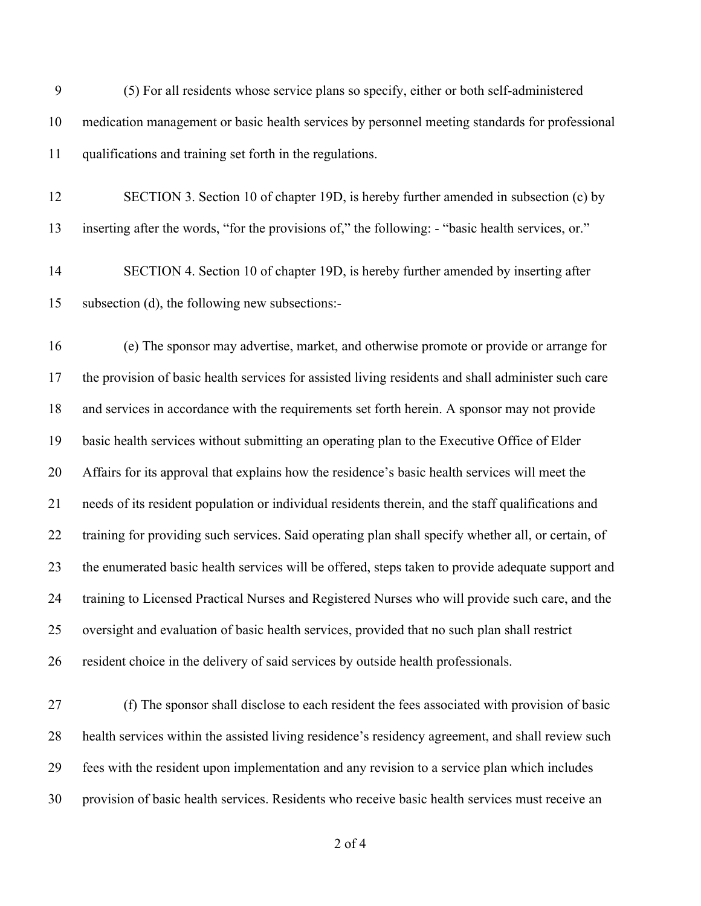(5) For all residents whose service plans so specify, either or both self-administered medication management or basic health services by personnel meeting standards for professional qualifications and training set forth in the regulations.

SECTION 3. Section 10 of chapter 19D, is hereby further amended in subsection (c) by inserting after the words, "for the provisions of," the following: - "basic health services, or."

SECTION 4. Section 10 of chapter 19D, is hereby further amended by inserting after subsection (d), the following new subsections:-

(e) The sponsor may advertise, market, and otherwise promote or provide or arrange for the provision of basic health services for assisted living residents and shall administer such care and services in accordance with the requirements set forth herein. A sponsor may not provide basic health services without submitting an operating plan to the Executive Office of Elder Affairs for its approval that explains how the residence's basic health services will meet the needs of its resident population or individual residents therein, and the staff qualifications and training for providing such services. Said operating plan shall specify whether all, or certain, of the enumerated basic health services will be offered, steps taken to provide adequate support and training to Licensed Practical Nurses and Registered Nurses who will provide such care, and the oversight and evaluation of basic health services, provided that no such plan shall restrict resident choice in the delivery of said services by outside health professionals.

(f) The sponsor shall disclose to each resident the fees associated with provision of basic health services within the assisted living residence's residency agreement, and shall review such fees with the resident upon implementation and any revision to a service plan which includes provision of basic health services. Residents who receive basic health services must receive an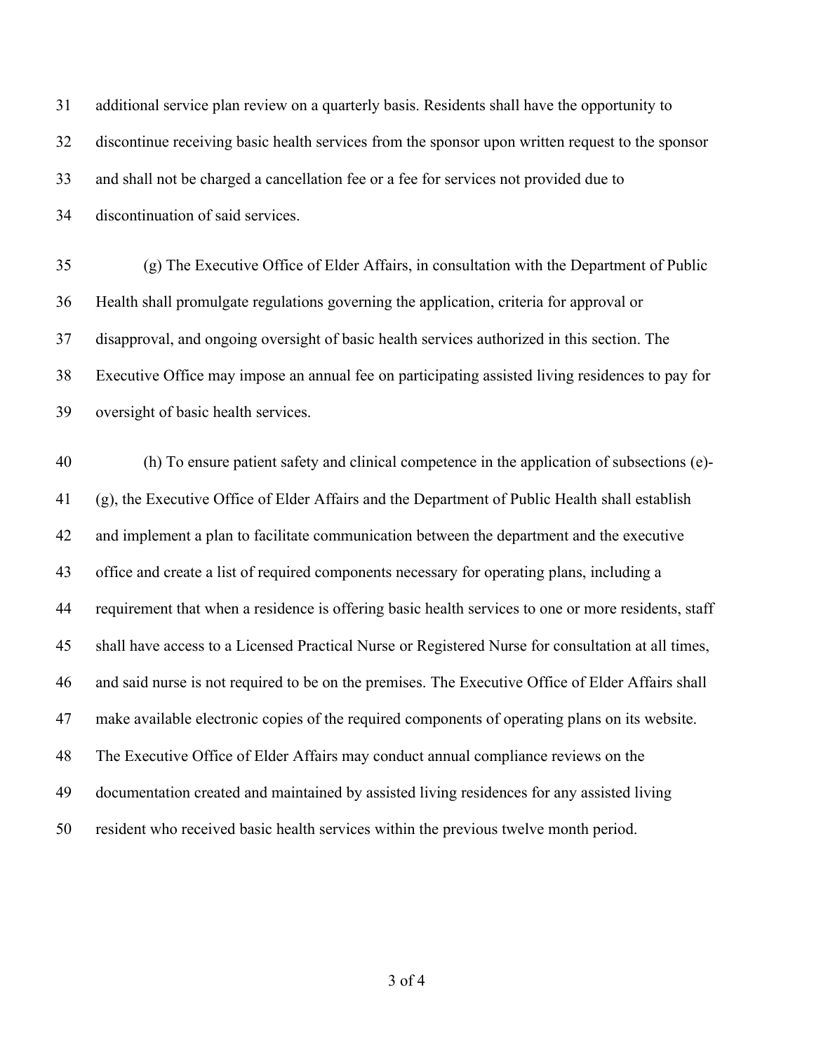additional service plan review on a quarterly basis. Residents shall have the opportunity to discontinue receiving basic health services from the sponsor upon written request to the sponsor and shall not be charged a cancellation fee or a fee for services not provided due to discontinuation of said services.

(g) The Executive Office of Elder Affairs, in consultation with the Department of Public Health shall promulgate regulations governing the application, criteria for approval or disapproval, and ongoing oversight of basic health services authorized in this section. The Executive Office may impose an annual fee on participating assisted living residences to pay for oversight of basic health services.

(h) To ensure patient safety and clinical competence in the application of subsections (e)-(g), the Executive Office of Elder Affairs and the Department of Public Health shall establish and implement a plan to facilitate communication between the department and the executive office and create a list of required components necessary for operating plans, including a requirement that when a residence is offering basic health services to one or more residents, staff shall have access to a Licensed Practical Nurse or Registered Nurse for consultation at all times, and said nurse is not required to be on the premises. The Executive Office of Elder Affairs shall make available electronic copies of the required components of operating plans on its website. The Executive Office of Elder Affairs may conduct annual compliance reviews on the documentation created and maintained by assisted living residences for any assisted living resident who received basic health services within the previous twelve month period.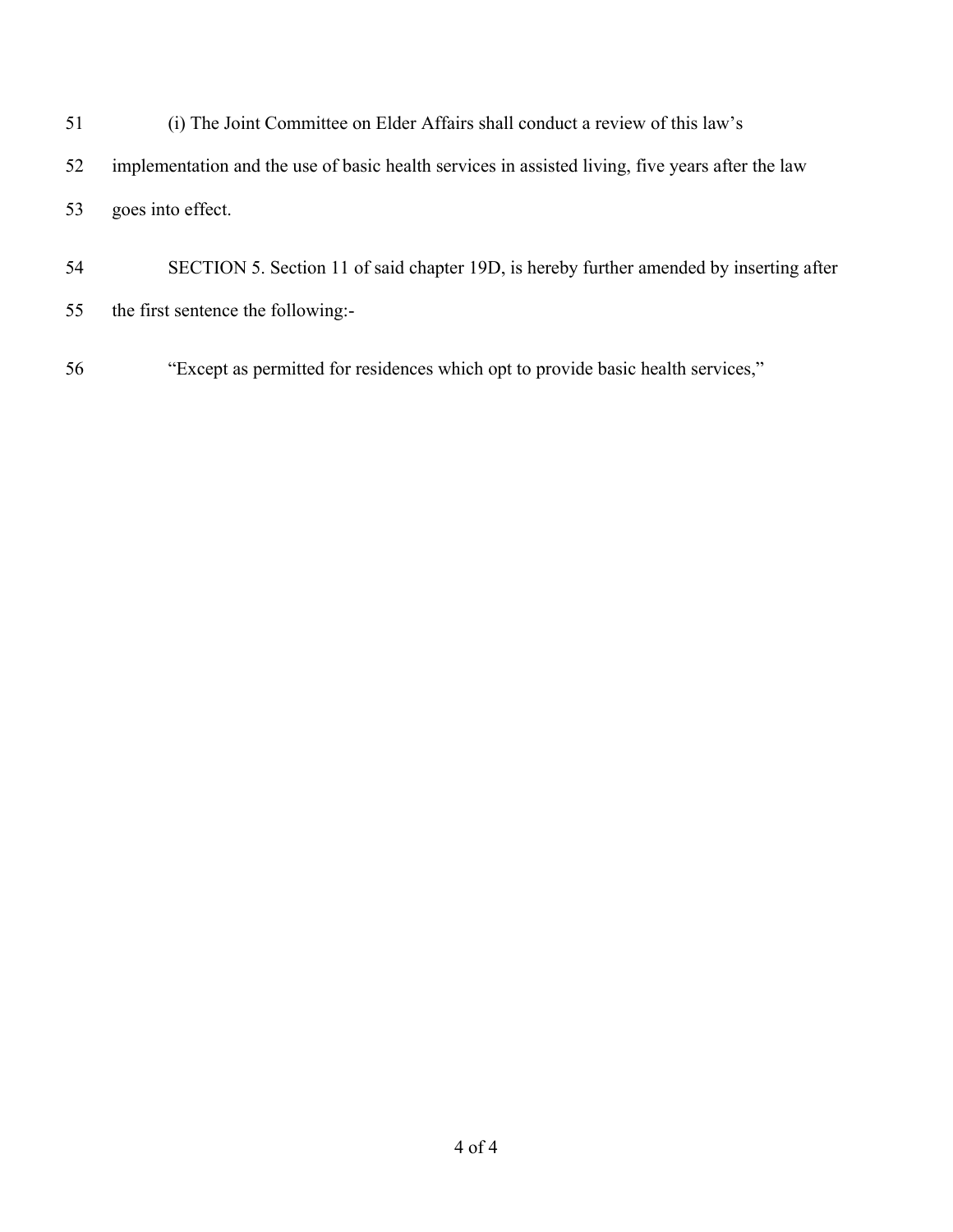(i) The Joint Committee on Elder Affairs shall conduct a review of this law's implementation and the use of basic health services in assisted living, five years after the law goes into effect.

SECTION 5. Section 11 of said chapter 19D, is hereby further amended by inserting after the first sentence the following:-

"Except as permitted for residences which opt to provide basic health services,"